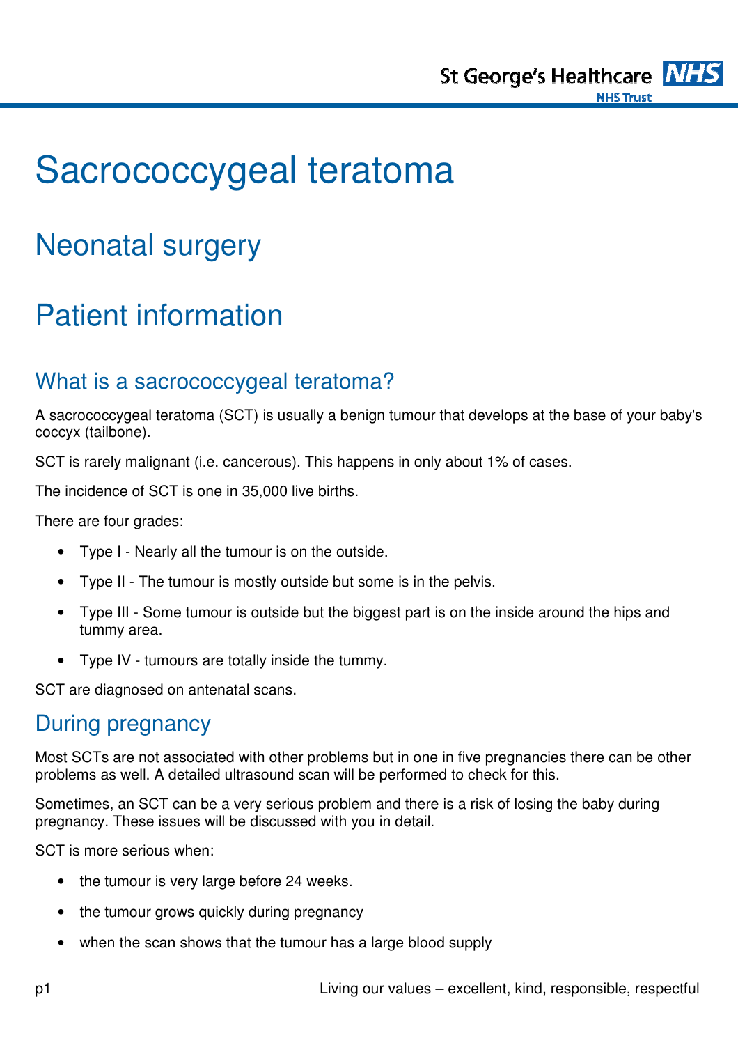# Sacrococcygeal teratoma

## Neonatal surgery

## Patient information

### What is a sacrococcygeal teratoma?

A sacrococcygeal teratoma (SCT) is usually a benign tumour that develops at the base of your baby's coccyx (tailbone).

SCT is rarely malignant (i.e. cancerous). This happens in only about 1% of cases.

The incidence of SCT is one in 35,000 live births.

There are four grades:

- Type I - Nearly all the tumour is on the outside.
- Type II - The tumour is mostly outside but some is in the pelvis.
- Type III - Some tumour is outside but the biggest part is on the inside around the hips and tummy area.
- Type IV - tumours are totally inside the tummy.

SCT are diagnosed on antenatal scans.

### During pregnancy

Most SCTs are not associated with other problems but in one in five pregnancies there can be other problems as well. A detailed ultrasound scan will be performed to check for this.

Sometimes, an SCT can be a very serious problem and there is a risk of losing the baby during pregnancy. These issues will be discussed with you in detail.

SCT is more serious when:

- the tumour is very large before 24 weeks.
- the tumour grows quickly during pregnancy
- when the scan shows that the tumour has a large blood supply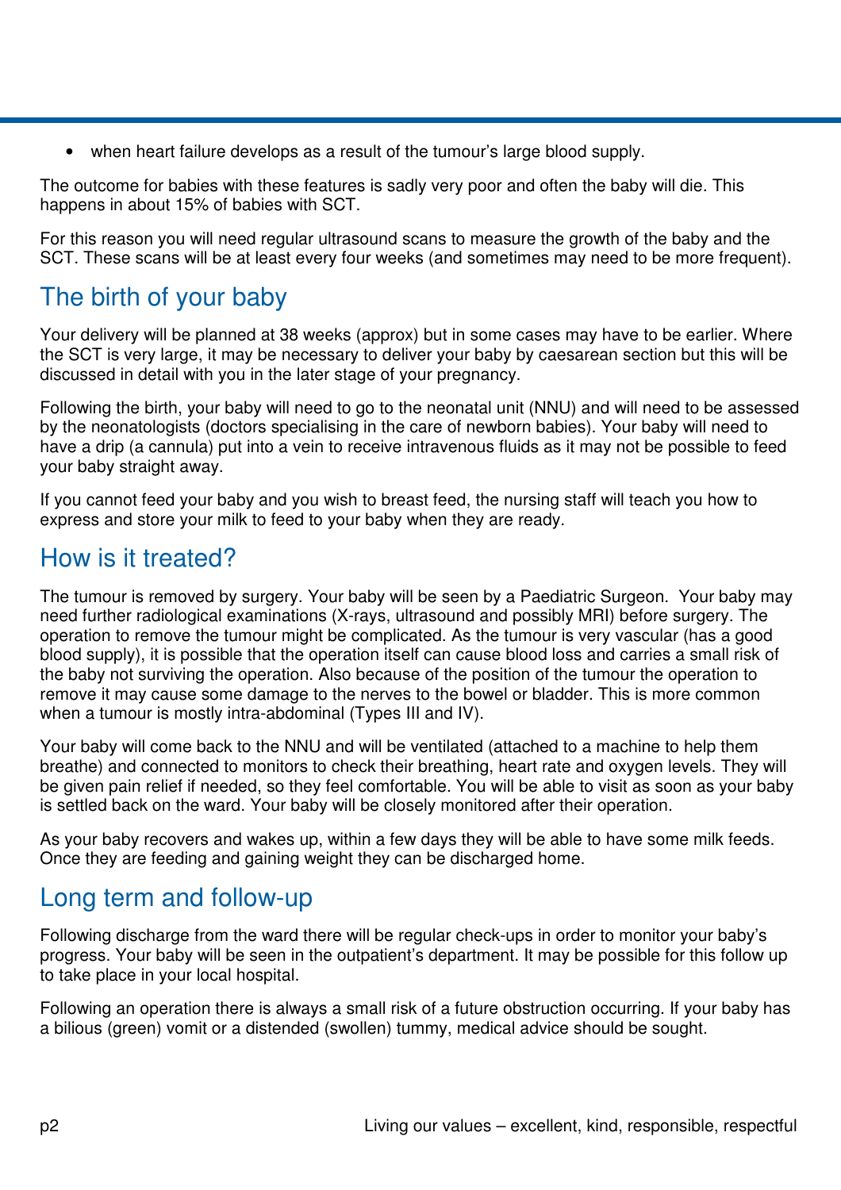- when heart failure develops as a result of the tumour's large blood supply.

The outcome for babies with these features is sadly very poor and often the baby will die. This happens in about 15% of babies with SCT.

For this reason you will need regular ultrasound scans to measure the growth of the baby and the SCT. These scans will be at least every four weeks (and sometimes may need to be more frequent).

## The birth of your baby

Your delivery will be planned at 38 weeks (approx) but in some cases may have to be earlier. Where the SCT is very large, it may be necessary to deliver your baby by caesarean section but this will be discussed in detail with you in the later stage of your pregnancy.

Following the birth, your baby will need to go to the neonatal unit (NNU) and will need to be assessed by the neonatologists (doctors specialising in the care of newborn babies). Your baby will need to have a drip (a cannula) put into a vein to receive intravenous fluids as it may not be possible to feed your baby straight away.

If you cannot feed your baby and you wish to breast feed, the nursing staff will teach you how to express and store your milk to feed to your baby when they are ready.

## How is it treated?

The tumour is removed by surgery. Your baby will be seen by a Paediatric Surgeon. Your baby may need further radiological examinations (X-rays, ultrasound and possibly MRI) before surgery. The operation to remove the tumour might be complicated. As the tumour is very vascular (has a good blood supply), it is possible that the operation itself can cause blood loss and carries a small risk of the baby not surviving the operation. Also because of the position of the tumour the operation to remove it may cause some damage to the nerves to the bowel or bladder. This is more common when a tumour is mostly intra-abdominal (Types III and IV).

Your baby will come back to the NNU and will be ventilated (attached to a machine to help them breathe) and connected to monitors to check their breathing, heart rate and oxygen levels. They will be given pain relief if needed, so they feel comfortable. You will be able to visit as soon as your baby is settled back on the ward. Your baby will be closely monitored after their operation.

As your baby recovers and wakes up, within a few days they will be able to have some milk feeds. Once they are feeding and gaining weight they can be discharged home.

## Long term and follow-up

Following discharge from the ward there will be regular check-ups in order to monitor your baby's progress. Your baby will be seen in the outpatient's department. It may be possible for this follow up to take place in your local hospital.

Following an operation there is always a small risk of a future obstruction occurring. If your baby has a bilious (green) vomit or a distended (swollen) tummy, medical advice should be sought.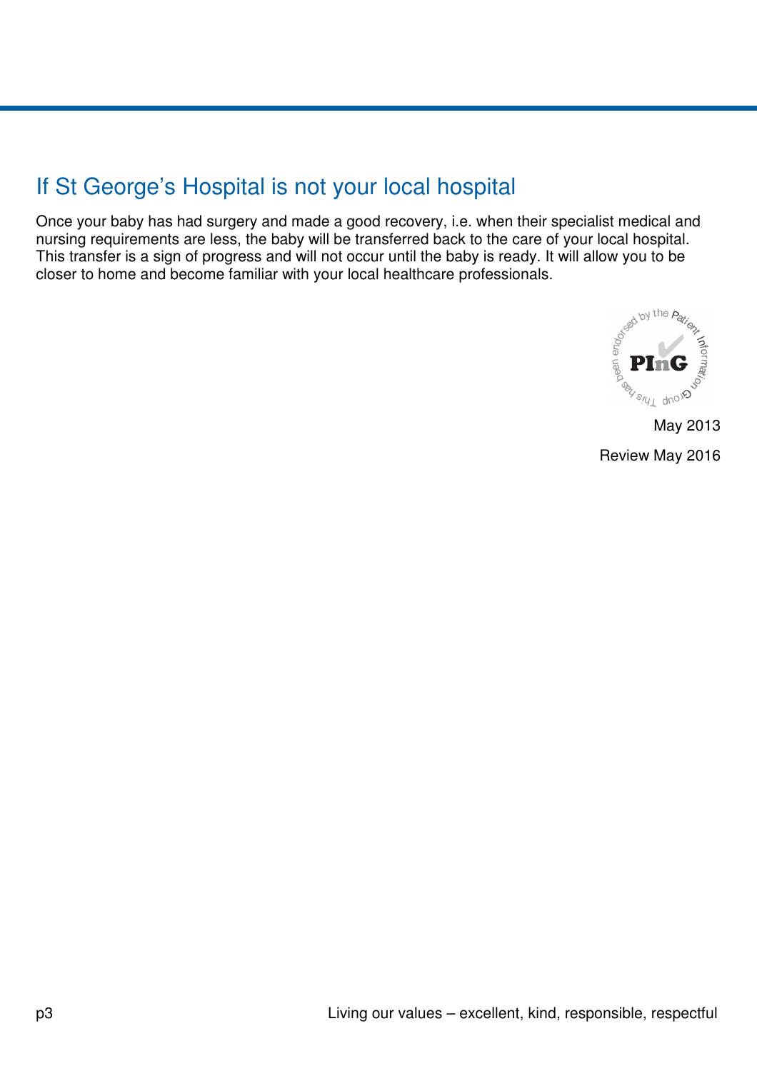## If St George's Hospital is not your local hospital

Once your baby has had surgery and made a good recovery, i.e. when their specialist medical and nursing requirements are less, the baby will be transferred back to the care of your local hospital. This transfer is a sign of progress and will not occur until the baby is ready. It will allow you to be closer to home and become familiar with your local healthcare professionals.

This has been endorsed by the Patient Information Group

PInG

May 2013

Review May 2016

Living our values – excellent, kind, responsible, respectful